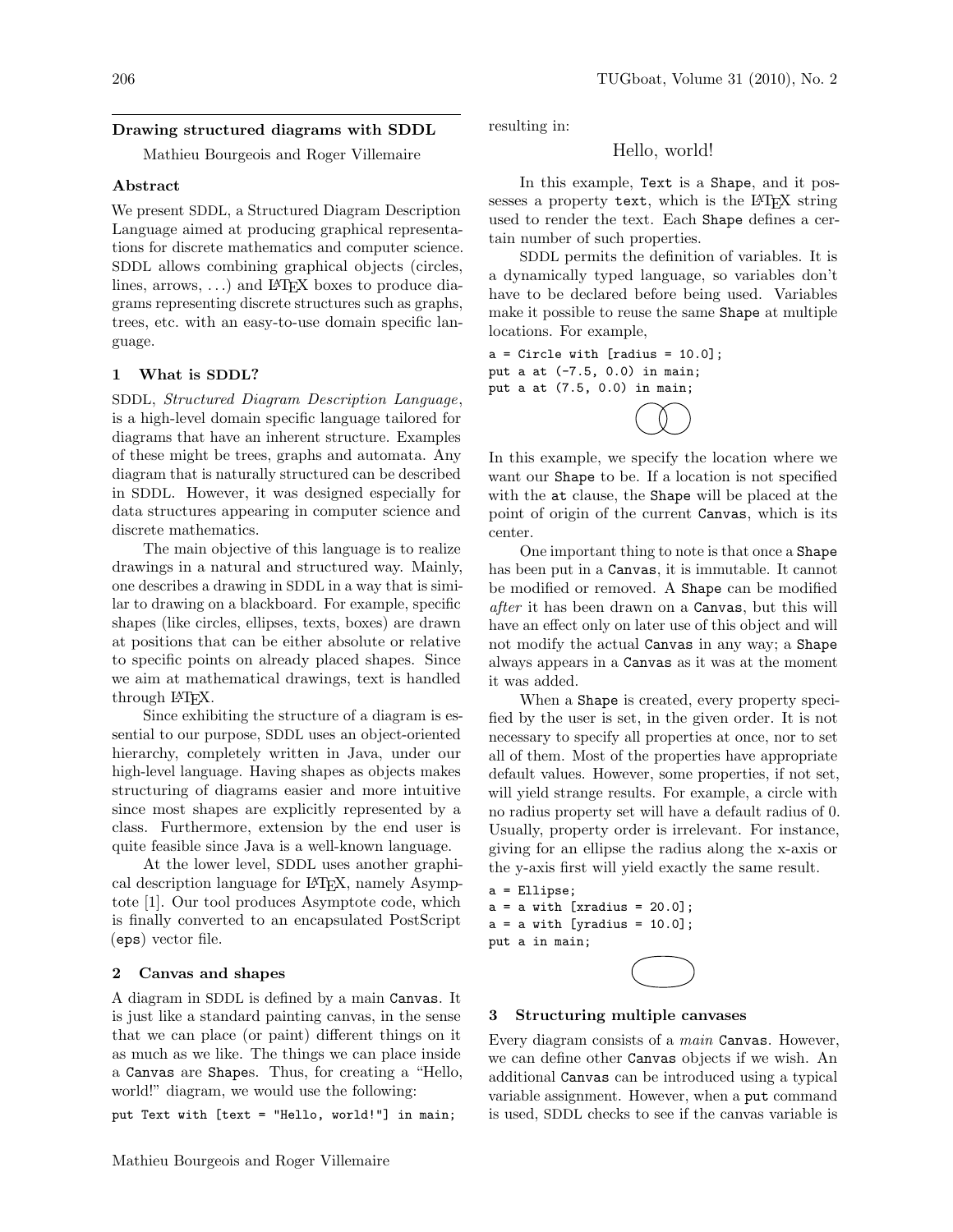## Drawing structured diagrams with SDDL

Mathieu Bourgeois and Roger Villemaire

### Abstract

We present SDDL, a Structured Diagram Description Language aimed at producing graphical representations for discrete mathematics and computer science. SDDL allows combining graphical objects (circles, lines, arrows, ...) and LaTeX boxes to produce diagrams representing discrete structures such as graphs, trees, etc. with an easy-to-use domain specific language.

### 1 What is SDDL?

SDDL, *Structured Diagram Description Language*, is a high-level domain specific language tailored for diagrams that have an inherent structure. Examples of these might be trees, graphs and automata. Any diagram that is naturally structured can be described in SDDL. However, it was designed especially for data structures appearing in computer science and discrete mathematics.

The main objective of this language is to realize drawings in a natural and structured way. Mainly, one describes a drawing in SDDL in a way that is similar to drawing on a blackboard. For example, specific shapes (like circles, ellipses, texts, boxes) are drawn at positions that can be either absolute or relative to specific points on already placed shapes. Since we aim at mathematical drawings, text is handled through LaTeX.

Since exhibiting the structure of a diagram is essential to our purpose, SDDL uses an object-oriented hierarchy, completely written in Java, under our high-level language. Having shapes as objects makes structuring of diagrams easier and more intuitive since most shapes are explicitly represented by a class. Furthermore, extension by the end user is quite feasible since Java is a well-known language.

At the lower level, SDDL uses another graphical description language for LaTeX, namely Asymptote [1]. Our tool produces Asymptote code, which is finally converted to an encapsulated PostScript (eps) vector file.

### 2 Canvas and shapes

A diagram in SDDL is defined by a main Canvas. It is just like a standard painting canvas, in the sense that we can place (or paint) different things on it as much as we like. The things we can place inside a Canvas are Shapes. Thus, for creating a "Hello, world!" diagram, we would use the following:

```
put Text with [text = "Hello, world!"] in main;
```

resulting in:

Hello, world!

In this example, Text is a Shape, and it possesses a property text, which is the LaTeX string used to render the text. Each Shape defines a certain number of such properties.

SDDL permits the definition of variables. It is a dynamically typed language, so variables don't have to be declared before being used. Variables make it possible to reuse the same Shape at multiple locations. For example,

```
a = Circle with [radius = 10.0];
put a at (-7.5, 0.0) in main;
put a at (7.5, 0.0) in main;
```

In this example, we specify the location where we want our Shape to be. If a location is not specified with the at clause, the Shape will be placed at the point of origin of the current Canvas, which is its center.

One important thing to note is that once a Shape has been put in a Canvas, it is immutable. It cannot be modified or removed. A Shape can be modified *after* it has been drawn on a Canvas, but this will have an effect only on later use of this object and will not modify the actual Canvas in any way; a Shape always appears in a Canvas as it was at the moment it was added.

When a Shape is created, every property specified by the user is set, in the given order. It is not necessary to specify all properties at once, nor to set all of them. Most of the properties have appropriate default values. However, some properties, if not set, will yield strange results. For example, a circle with no radius property set will have a default radius of 0. Usually, property order is irrelevant. For instance, giving for an ellipse the radius along the x-axis or the y-axis first will yield exactly the same result.

```
a = Ellipse;
a = a with [xradius = 20.0];
a = a with [yradius = 10.0];
put a in main;
```

### 3 Structuring multiple canvases

Every diagram consists of a *main* Canvas. However, we can define other Canvas objects if we wish. An additional Canvas can be introduced using a typical variable assignment. However, when a put command is used, SDDL checks to see if the canvas variable is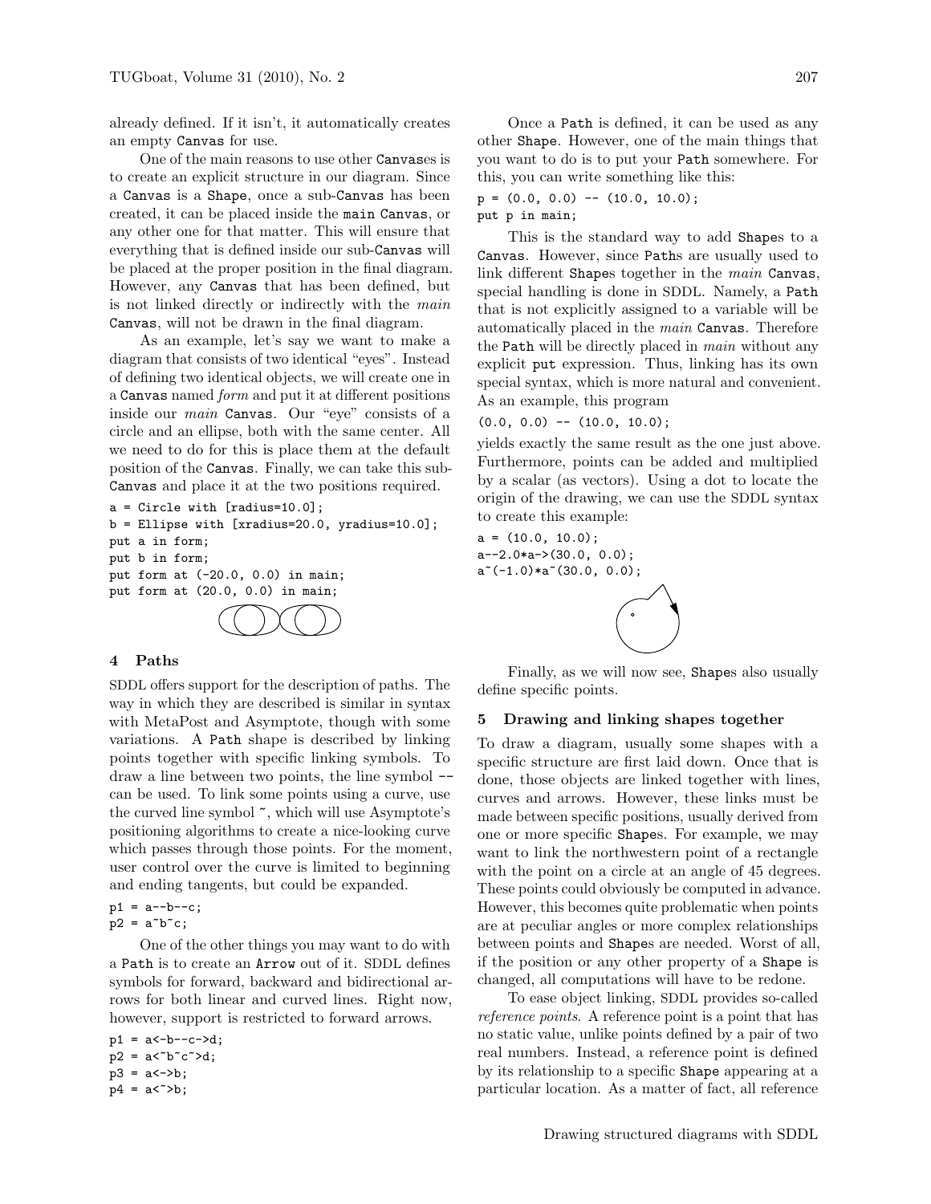already defined. If it isn't, it automatically creates an empty `Canvas` for use.

One of the main reasons to use other `Canvas`es is to create an explicit structure in our diagram. Since a `Canvas` is a `Shape`, once a sub-`Canvas` has been created, it can be placed inside the `main` `Canvas`, or any other one for that matter. This will ensure that everything that is defined inside our sub-`Canvas` will be placed at the proper position in the final diagram. However, any `Canvas` that has been defined, but is not linked directly or indirectly with the *main* `Canvas`, will not be drawn in the final diagram.

As an example, let's say we want to make a diagram that consists of two identical "eyes". Instead of defining two identical objects, we will create one in a `Canvas` named *form* and put it at different positions inside our *main* `Canvas`. Our "eye" consists of a circle and an ellipse, both with the same center. All we need to do for this is place them at the default position of the `Canvas`. Finally, we can take this sub-`Canvas` and place it at the two positions required.

```
a = Circle with [radius=10.0];
b = Ellipse with [xradius=20.0, yradius=10.0];
put a in form;
put b in form;
put form at (-20.0, 0.0) in main;
put form at (20.0, 0.0) in main;
```

## 4 Paths

SDDL offers support for the description of paths. The way in which they are described is similar in syntax with MetaPost and Asymptote, though with some variations. A `Path` shape is described by linking points together with specific linking symbols. To draw a line between two points, the line symbol `--` can be used. To link some points using a curve, use the curved line symbol `~`, which will use Asymptote's positioning algorithms to create a nice-looking curve which passes through those points. For the moment, user control over the curve is limited to beginning and ending tangents, but could be expanded.

```
p1 = a--b--c;
p2 = a~b~c;
```

One of the other things you may want to do with a `Path` is to create an `Arrow` out of it. SDDL defines symbols for forward, backward and bidirectional arrows for both linear and curved lines. Right now, however, support is restricted to forward arrows.

```
p1 = a<-b--c->d;
p2 = a<~b~c~>d;
p3 = a<->b;
p4 = a<~>b;
```

Once a `Path` is defined, it can be used as any other `Shape`. However, one of the main things that you want to do is to put your `Path` somewhere. For this, you can write something like this:

```
p = (0.0, 0.0) -- (10.0, 10.0);
put p in main;
```

This is the standard way to add `Shape`s to a `Canvas`. However, since `Path`s are usually used to link different `Shape`s together in the *main* `Canvas`, special handling is done in SDDL. Namely, a `Path` that is not explicitly assigned to a variable will be automatically placed in the *main* `Canvas`. Therefore the `Path` will be directly placed in *main* without any explicit `put` expression. Thus, linking has its own special syntax, which is more natural and convenient. As an example, this program

```
(0.0, 0.0) -- (10.0, 10.0);
```

yields exactly the same result as the one just above. Furthermore, points can be added and multiplied by a scalar (as vectors). Using a dot to locate the origin of the drawing, we can use the SDDL syntax to create this example:

```
a = (10.0, 10.0);
a--2.0*a->(30.0, 0.0);
a~(-1.0)*a~(30.0, 0.0);
```

Finally, as we will now see, `Shape`s also usually define specific points.

## 5 Drawing and linking shapes together

To draw a diagram, usually some shapes with a specific structure are first laid down. Once that is done, those objects are linked together with lines, curves and arrows. However, these links must be made between specific positions, usually derived from one or more specific `Shape`s. For example, we may want to link the northwestern point of a rectangle with the point on a circle at an angle of 45 degrees. These points could obviously be computed in advance. However, this becomes quite problematic when points are at peculiar angles or more complex relationships between points and `Shape`s are needed. Worst of all, if the position or any other property of a `Shape` is changed, all computations will have to be redone.

To ease object linking, SDDL provides so-called *reference points*. A reference point is a point that has no static value, unlike points defined by a pair of two real numbers. Instead, a reference point is defined by its relationship to a specific `Shape` appearing at a particular location. As a matter of fact, all reference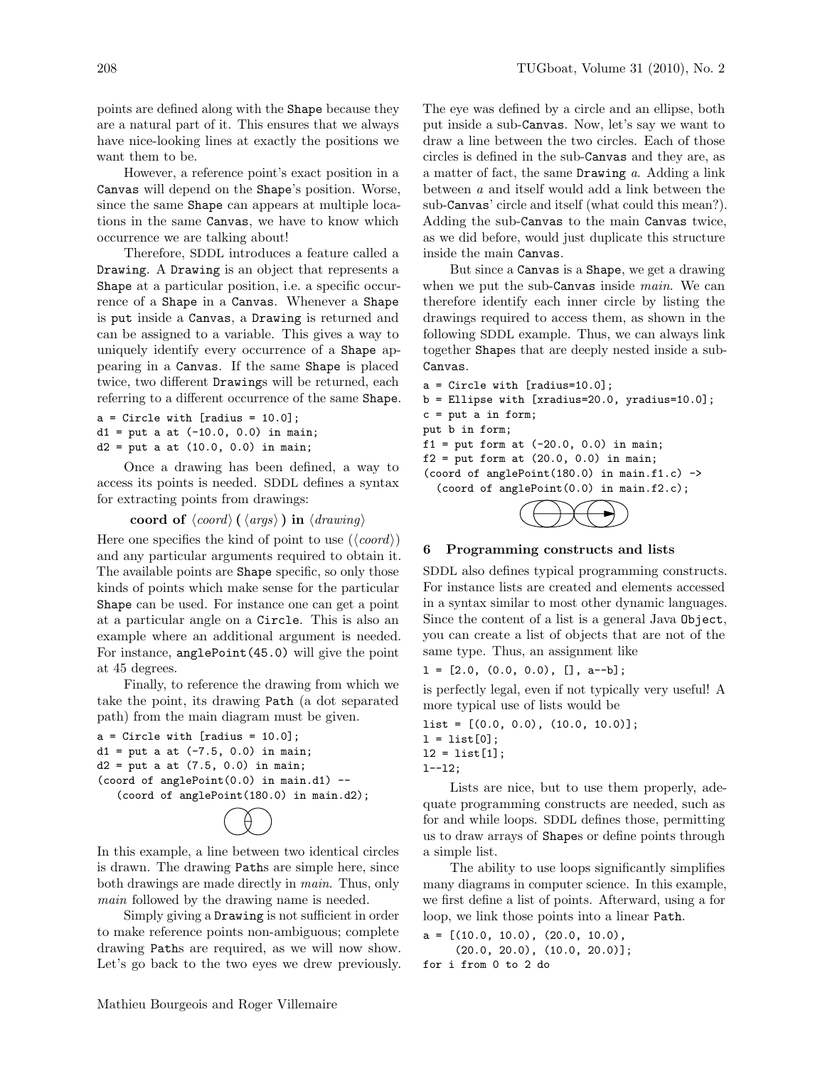points are defined along with the Shape because they are a natural part of it. This ensures that we always have nice-looking lines at exactly the positions we want them to be.

However, a reference point's exact position in a Canvas will depend on the Shape's position. Worse, since the same Shape can appears at multiple locations in the same Canvas, we have to know which occurrence we are talking about!

Therefore, SDDL introduces a feature called a Drawing. A Drawing is an object that represents a Shape at a particular position, i.e. a specific occurrence of a Shape in a Canvas. Whenever a Shape is put inside a Canvas, a Drawing is returned and can be assigned to a variable. This gives a way to uniquely identify every occurrence of a Shape appearing in a Canvas. If the same Shape is placed twice, two different Drawings will be returned, each referring to a different occurrence of the same Shape.

```
a = Circle with [radius = 10.0];
d1 = put a at (-10.0, 0.0) in main;
d2 = put a at (10.0, 0.0) in main;
```

Once a drawing has been defined, a way to access its points is needed. SDDL defines a syntax for extracting points from drawings:

**coord of** ⟨*coord*⟩ **(** ⟨*args*⟩ **) in** ⟨*drawing*⟩

Here one specifies the kind of point to use (⟨*coord*⟩) and any particular arguments required to obtain it. The available points are Shape specific, so only those kinds of points which make sense for the particular Shape can be used. For instance one can get a point at a particular angle on a Circle. This is also an example where an additional argument is needed. For instance, anglePoint(45.0) will give the point at 45 degrees.

Finally, to reference the drawing from which we take the point, its drawing Path (a dot separated path) from the main diagram must be given.

```
a = Circle with [radius = 10.0];
d1 = put a at (-7.5, 0.0) in main;
d2 = put a at (7.5, 0.0) in main;
(coord of anglePoint(0.0) in main.d1) --
   (coord of anglePoint(180.0) in main.d2);
```

In this example, a line between two identical circles is drawn. The drawing Paths are simple here, since both drawings are made directly in *main*. Thus, only *main* followed by the drawing name is needed.

Simply giving a Drawing is not sufficient in order to make reference points non-ambiguous; complete drawing Paths are required, as we will now show. Let's go back to the two eyes we drew previously. The eye was defined by a circle and an ellipse, both put inside a sub-Canvas. Now, let's say we want to draw a line between the two circles. Each of those circles is defined in the sub-Canvas and they are, as a matter of fact, the same Drawing *a*. Adding a link between *a* and itself would add a link between the sub-Canvas' circle and itself (what could this mean?). Adding the sub-Canvas to the main Canvas twice, as we did before, would just duplicate this structure inside the main Canvas.

But since a Canvas is a Shape, we get a drawing when we put the sub-Canvas inside *main*. We can therefore identify each inner circle by listing the drawings required to access them, as shown in the following SDDL example. Thus, we can always link together Shapes that are deeply nested inside a sub-Canvas.

```
a = Circle with [radius=10.0];
b = Ellipse with [xradius=20.0, yradius=10.0];
c = put a in form;
put b in form;
f1 = put form at (-20.0, 0.0) in main;
f2 = put form at (20.0, 0.0) in main;
(coord of anglePoint(180.0) in main.f1.c) ->
  (coord of anglePoint(0.0) in main.f2.c);
```

## 6 Programming constructs and lists

SDDL also defines typical programming constructs. For instance lists are created and elements accessed in a syntax similar to most other dynamic languages. Since the content of a list is a general Java Object, you can create a list of objects that are not of the same type. Thus, an assignment like

```
l = [2.0, (0.0, 0.0), [], a--b];
```

is perfectly legal, even if not typically very useful! A more typical use of lists would be

```
list = [(0.0, 0.0), (10.0, 10.0)];
l = list[0];
l2 = list[1];
l--l2;
```

Lists are nice, but to use them properly, adequate programming constructs are needed, such as for and while loops. SDDL defines those, permitting us to draw arrays of Shapes or define points through a simple list.

The ability to use loops significantly simplifies many diagrams in computer science. In this example, we first define a list of points. Afterward, using a for loop, we link those points into a linear Path.

```
a = [(10.0, 10.0), (20.0, 10.0),
     (20.0, 20.0), (10.0, 20.0)];
for i from 0 to 2 do
```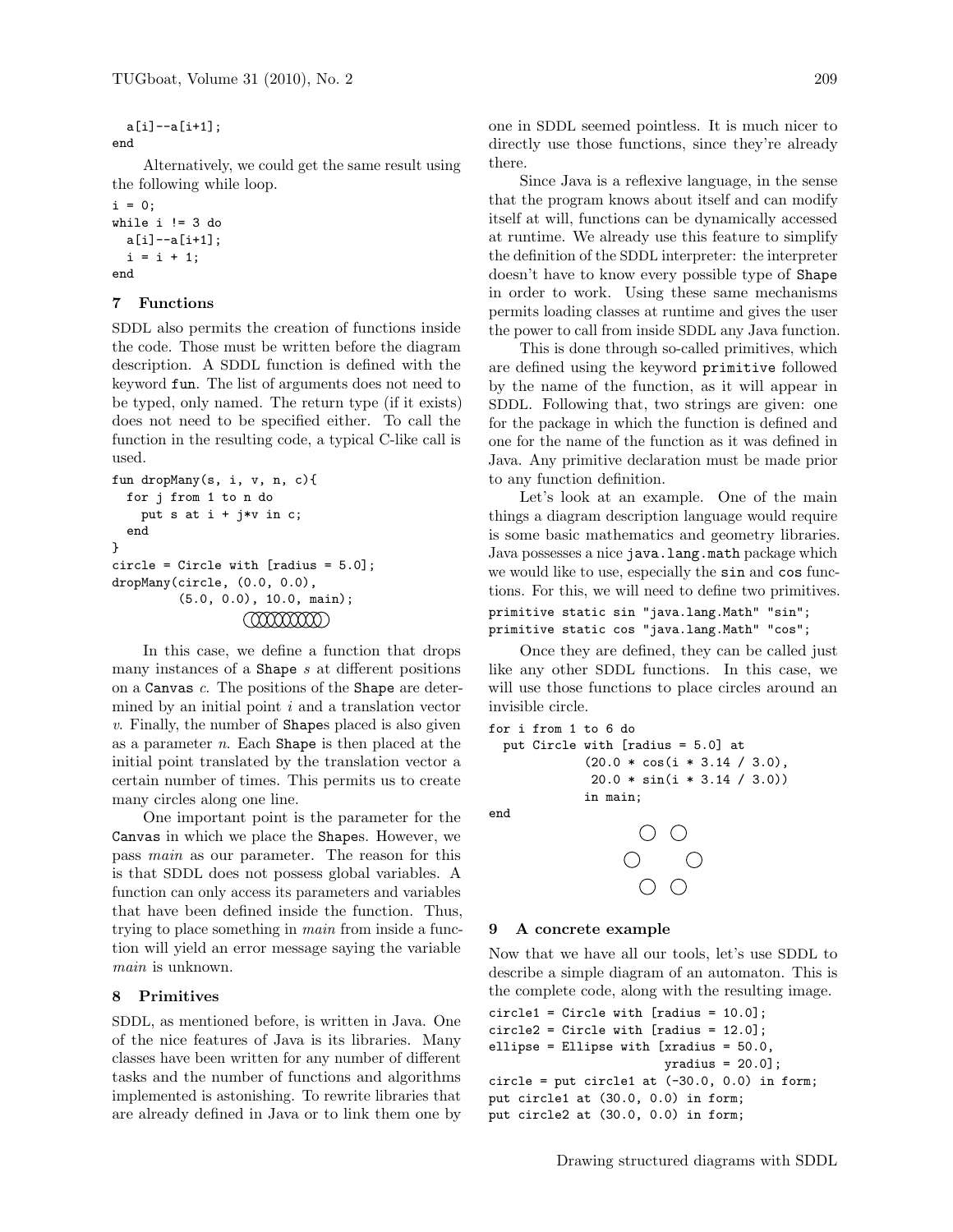```
  a[i]--a[i+1];
end
```

Alternatively, we could get the same result using the following while loop.

```
i = 0;
while i != 3 do
  a[i]--a[i+1];
  i = i + 1;
end
```

## 7 Functions

SDDL also permits the creation of functions inside the code. Those must be written before the diagram description. A SDDL function is defined with the keyword `fun`. The list of arguments does not need to be typed, only named. The return type (if it exists) does not need to be specified either. To call the function in the resulting code, a typical C-like call is used.

```
fun dropMany(s, i, v, n, c){
  for j from 1 to n do
    put s at i + j*v in c;
  end
}
circle = Circle with [radius = 5.0];
dropMany(circle, (0.0, 0.0),
         (5.0, 0.0), 10.0, main);
```

In this case, we define a function that drops many instances of a `Shape` *s* at different positions on a `Canvas` *c*. The positions of the `Shape` are determined by an initial point *i* and a translation vector *v*. Finally, the number of `Shape`s placed is also given as a parameter *n*. Each `Shape` is then placed at the initial point translated by the translation vector a certain number of times. This permits us to create many circles along one line.

One important point is the parameter for the `Canvas` in which we place the `Shape`s. However, we pass *main* as our parameter. The reason for this is that SDDL does not possess global variables. A function can only access its parameters and variables that have been defined inside the function. Thus, trying to place something in *main* from inside a function will yield an error message saying the variable *main* is unknown.

## 8 Primitives

SDDL, as mentioned before, is written in Java. One of the nice features of Java is its libraries. Many classes have been written for any number of different tasks and the number of functions and algorithms implemented is astonishing. To rewrite libraries that are already defined in Java or to link them one by one in SDDL seemed pointless. It is much nicer to directly use those functions, since they're already there.

Since Java is a reflexive language, in the sense that the program knows about itself and can modify itself at will, functions can be dynamically accessed at runtime. We already use this feature to simplify the definition of the SDDL interpreter: the interpreter doesn't have to know every possible type of `Shape` in order to work. Using these same mechanisms permits loading classes at runtime and gives the user the power to call from inside SDDL any Java function.

This is done through so-called primitives, which are defined using the keyword `primitive` followed by the name of the function, as it will appear in SDDL. Following that, two strings are given: one for the package in which the function is defined and one for the name of the function as it was defined in Java. Any primitive declaration must be made prior to any function definition.

Let's look at an example. One of the main things a diagram description language would require is some basic mathematics and geometry libraries. Java possesses a nice `java.lang.math` package which we would like to use, especially the `sin` and `cos` functions. For this, we will need to define two primitives.

```
primitive static sin "java.lang.Math" "sin";
primitive static cos "java.lang.Math" "cos";
```

Once they are defined, they can be called just like any other SDDL functions. In this case, we will use those functions to place circles around an invisible circle.

```
for i from 1 to 6 do
  put Circle with [radius = 5.0] at
            (20.0 * cos(i * 3.14 / 3.0),
             20.0 * sin(i * 3.14 / 3.0))
            in main;
end
```

## 9 A concrete example

Now that we have all our tools, let's use SDDL to describe a simple diagram of an automaton. This is the complete code, along with the resulting image.

```
circle1 = Circle with [radius = 10.0];
circle2 = Circle with [radius = 12.0];
ellipse = Ellipse with [xradius = 50.0,
                        yradius = 20.0];
circle = put circle1 at (-30.0, 0.0) in form;
put circle1 at (30.0, 0.0) in form;
put circle2 at (30.0, 0.0) in form;
```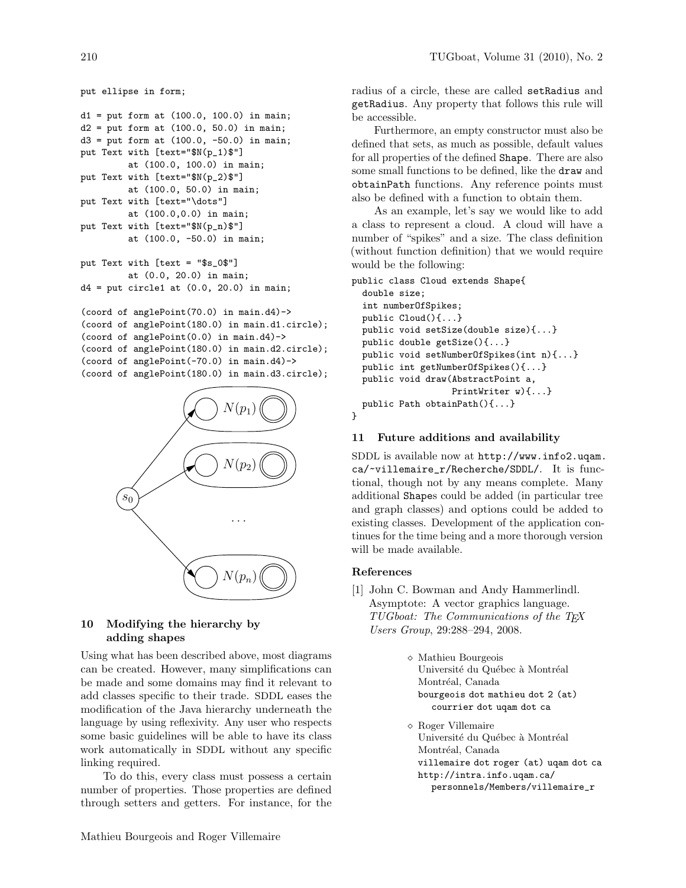```
put ellipse in form;

d1 = put form at (100.0, 100.0) in main;
d2 = put form at (100.0, 50.0) in main;
d3 = put form at (100.0, -50.0) in main;
put Text with [text="$N(p_1)$"]
         at (100.0, 100.0) in main;
put Text with [text="$N(p_2)$"]
         at (100.0, 50.0) in main;
put Text with [text="\dots"]
         at (100.0,0.0) in main;
put Text with [text="$N(p_n)$"]
         at (100.0, -50.0) in main;

put Text with [text = "$s_0$"]
         at (0.0, 20.0) in main;
d4 = put circle1 at (0.0, 20.0) in main;

(coord of anglePoint(70.0) in main.d4)->
(coord of anglePoint(180.0) in main.d1.circle);
(coord of anglePoint(0.0) in main.d4)->
(coord of anglePoint(180.0) in main.d2.circle);
(coord of anglePoint(-70.0) in main.d4)->
(coord of anglePoint(180.0) in main.d3.circle);
```

$s_0$

$N(p_1)$

$N(p_2)$

...

$N(p_n)$

## 10 Modifying the hierarchy by adding shapes

Using what has been described above, most diagrams can be created. However, many simplifications can be made and some domains may find it relevant to add classes specific to their trade. SDDL eases the modification of the Java hierarchy underneath the language by using reflexivity. Any user who respects some basic guidelines will be able to have its class work automatically in SDDL without any specific linking required.

To do this, every class must possess a certain number of properties. Those properties are defined through setters and getters. For instance, for the radius of a circle, these are called `setRadius` and `getRadius`. Any property that follows this rule will be accessible.

Furthermore, an empty constructor must also be defined that sets, as much as possible, default values for all properties of the defined `Shape`. There are also some small functions to be defined, like the `draw` and `obtainPath` functions. Any reference points must also be defined with a function to obtain them.

As an example, let's say we would like to add a class to represent a cloud. A cloud will have a number of "spikes" and a size. The class definition (without function definition) that we would require would be the following:

```
public class Cloud extends Shape{
  double size;
  int numberOfSpikes;
  public Cloud(){...}
  public void setSize(double size){...}
  public double getSize(){...}
  public void setNumberOfSpikes(int n){...}
  public int getNumberOfSpikes(){...}
  public void draw(AbstractPoint a,
                   PrintWriter w){...}
  public Path obtainPath(){...}
}
```

## 11 Future additions and availability

SDDL is available now at http://www.info2.uqam.ca/~villemaire_r/Recherche/SDDL/. It is functional, though not by any means complete. Many additional `Shape`s could be added (in particular tree and graph classes) and options could be added to existing classes. Development of the application continues for the time being and a more thorough version will be made available.

## References

[1] John C. Bowman and Andy Hammerlindl. Asymptote: A vector graphics language. *TUGboat: The Communications of the TEX Users Group*, 29:288–294, 2008.

◇ Mathieu Bourgeois
Université du Québec à Montréal
Montréal, Canada
bourgeois dot mathieu dot 2 (at) courrier dot uqam dot ca

◇ Roger Villemaire
Université du Québec à Montréal
Montréal, Canada
villemaire dot roger (at) uqam dot ca
http://intra.info.uqam.ca/personnels/Members/villemaire_r